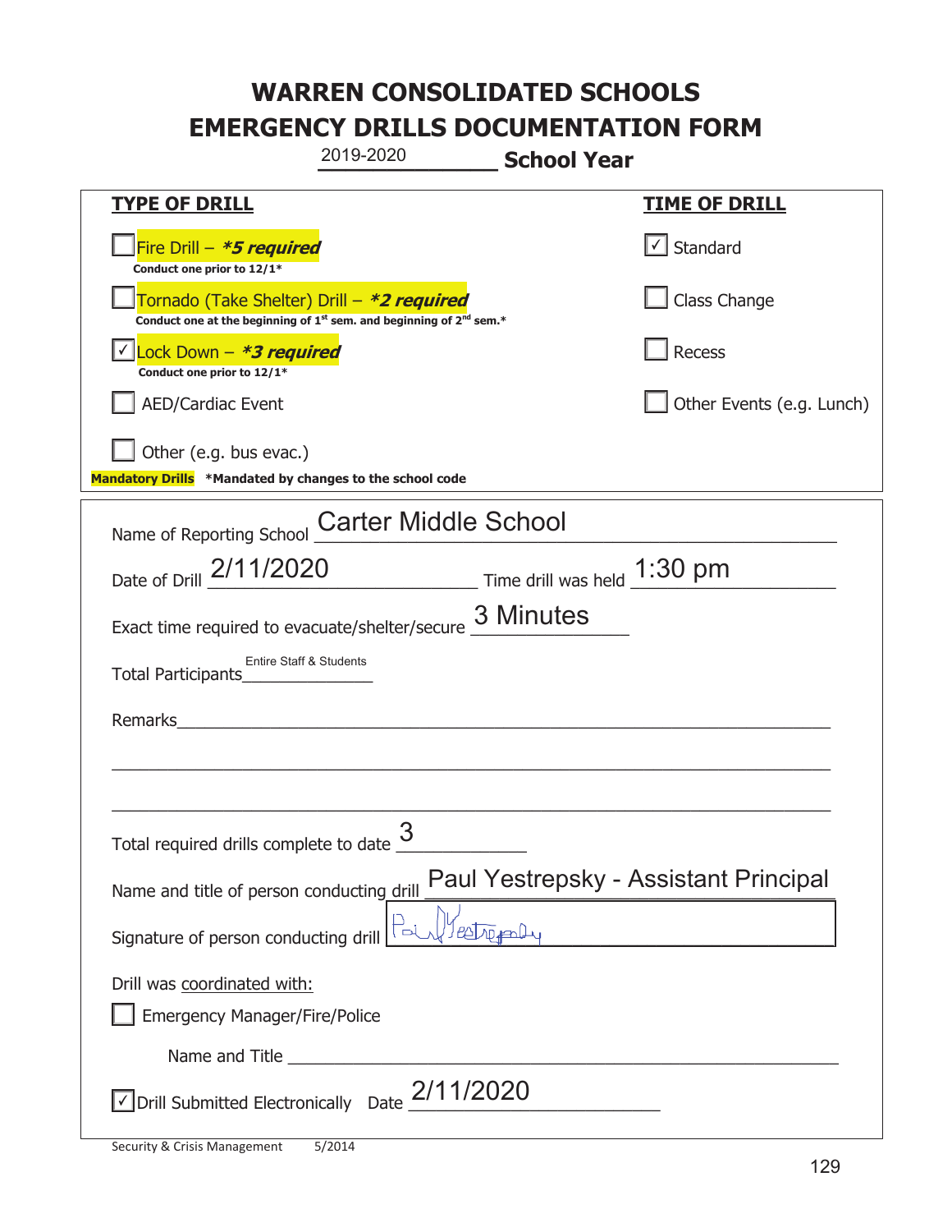# WARREN CONSOLIDATED SCHOOLS
# EMERGENCY DRILLS DOCUMENTATION FORM

2019-2020 **School Year**

| **TYPE OF DRILL** | **TIME OF DRILL** |
|---|---|
| ☐ Fire Drill – ***5 required*** Conduct one prior to 12/1* | ☑ Standard |
| ☐ Tornado (Take Shelter) Drill – ***2 required*** Conduct one at the beginning of 1st sem. and beginning of 2nd sem.* | ☐ Class Change |
| ☑ Lock Down – ***3 required*** Conduct one prior to 12/1* | ☐ Recess |
| ☐ AED/Cardiac Event | ☐ Other Events (e.g. Lunch) |
| ☐ Other (e.g. bus evac.) | |

**Mandatory Drills** ***Mandated by changes to the school code**

Name of Reporting School: Carter Middle School

Date of Drill: 2/11/2020 Time drill was held: 1:30 pm

Exact time required to evacuate/shelter/secure: 3 Minutes

Total Participants: Entire Staff & Students

Remarks: ______

Total required drills complete to date: 3

Name and title of person conducting drill: Paul Yestrepsky - Assistant Principal

Signature of person conducting drill: Paul Yestrepsky

Drill was coordinated with:

☐ Emergency Manager/Fire/Police

Name and Title ______

☑ Drill Submitted Electronically Date: 2/11/2020

Security & Crisis Management 5/2014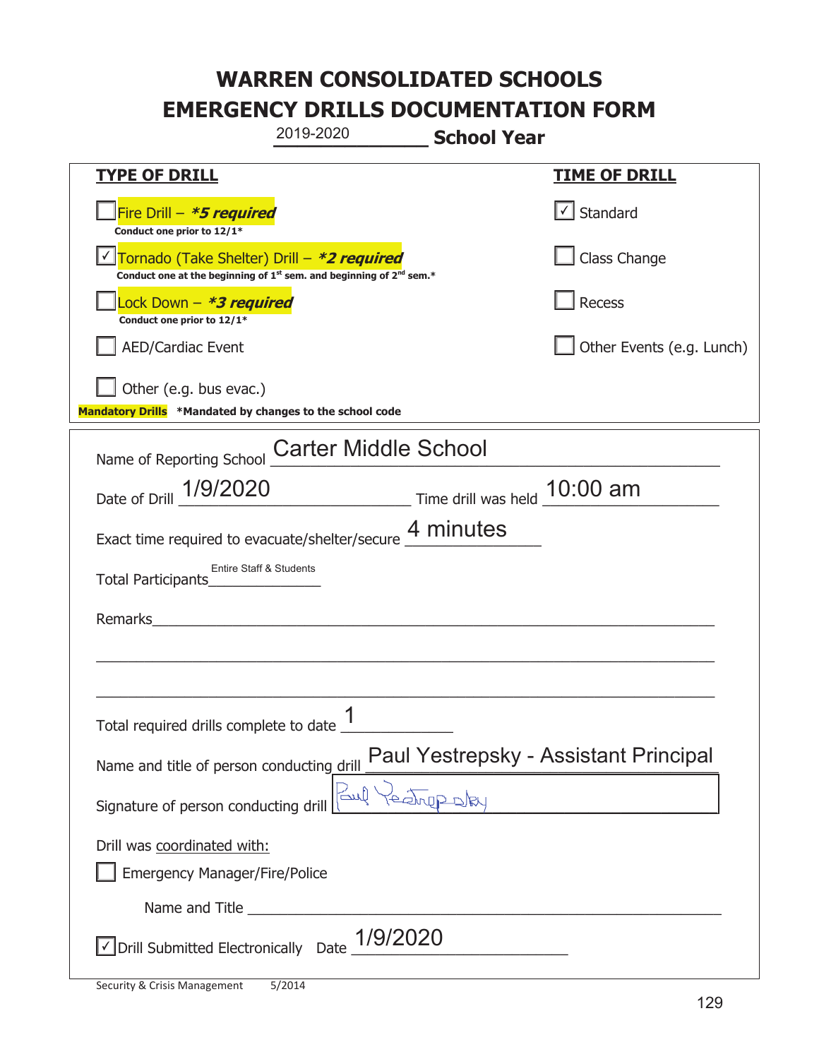# WARREN CONSOLIDATED SCHOOLS
# EMERGENCY DRILLS DOCUMENTATION FORM

2019-2020 **School Year**

| **TYPE OF DRILL** | **TIME OF DRILL** |
|---|---|
| ☐ Fire Drill – ***5 required*** <br> **Conduct one prior to 12/1*** | ☑ Standard |
| ☑ Tornado (Take Shelter) Drill – ***2 required*** <br> **Conduct one at the beginning of 1st sem. and beginning of 2nd sem.*** | ☐ Class Change |
| ☐ Lock Down – ***3 required*** <br> **Conduct one prior to 12/1*** | ☐ Recess |
| ☐ AED/Cardiac Event | ☐ Other Events (e.g. Lunch) |
| ☐ Other (e.g. bus evac.) | |

**Mandatory Drills** ***Mandated by changes to the school code**

Name of Reporting School: Carter Middle School

Date of Drill: 1/9/2020 Time drill was held: 10:00 am

Exact time required to evacuate/shelter/secure: 4 minutes

Total Participants: Entire Staff & Students

Remarks: ______________________________

Total required drills complete to date: 1

Name and title of person conducting drill: Paul Yestrepsky - Assistant Principal

Signature of person conducting drill: Paul Yestrepsky

Drill was coordinated with:

☐ Emergency Manager/Fire/Police

Name and Title ______________________________

☑ Drill Submitted Electronically Date: 1/9/2020

Security & Crisis Management 5/2014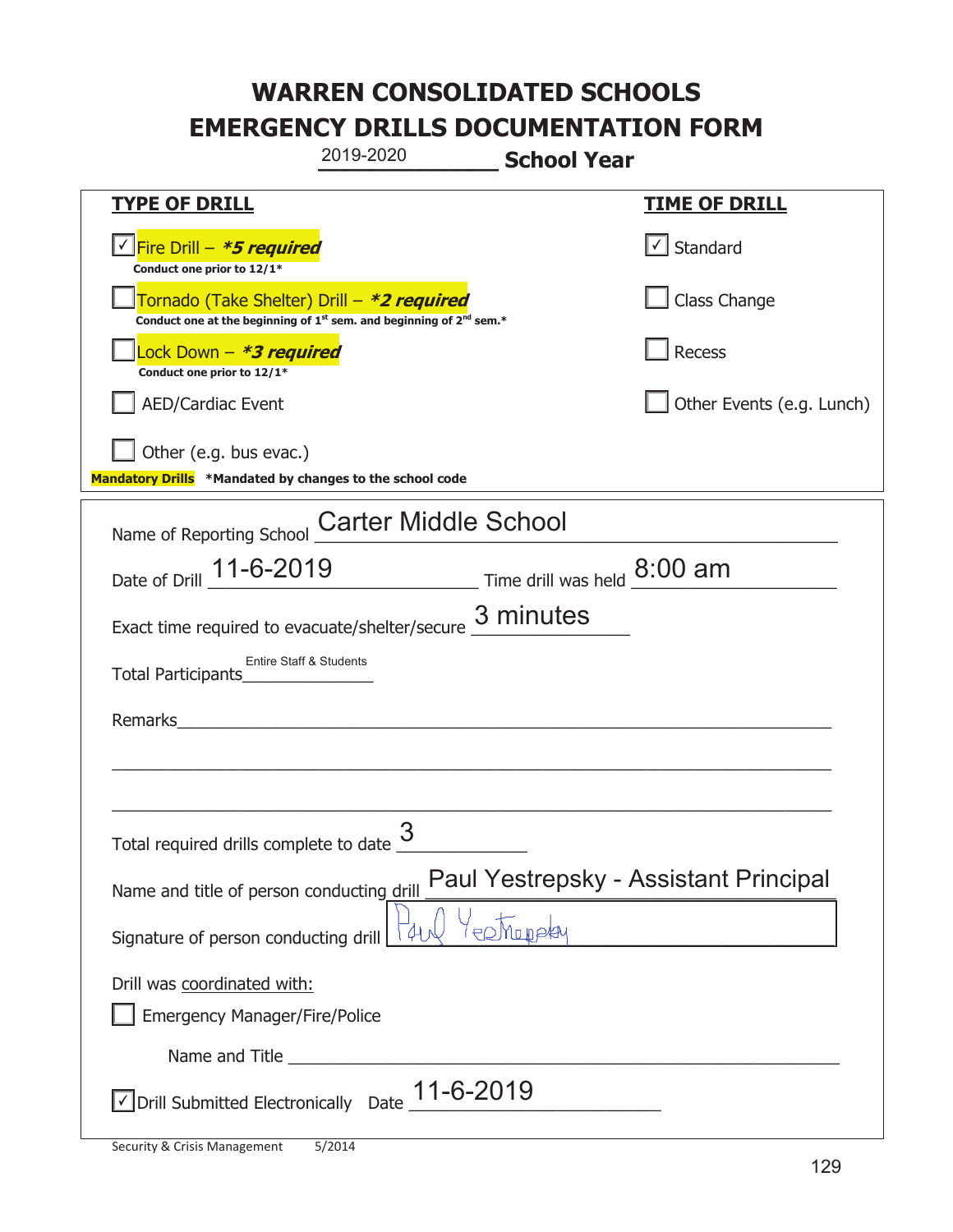# WARREN CONSOLIDATED SCHOOLS
# EMERGENCY DRILLS DOCUMENTATION FORM

2019-2020 **School Year**

| **TYPE OF DRILL** | **TIME OF DRILL** |
|---|---|
| ☑ Fire Drill – ***5 required*** <br> **Conduct one prior to 12/1*** | ☑ Standard |
| ☐ Tornado (Take Shelter) Drill – ***2 required*** <br> **Conduct one at the beginning of 1st sem. and beginning of 2nd sem.*** | ☐ Class Change |
| ☐ Lock Down – ***3 required*** <br> **Conduct one prior to 12/1*** | ☐ Recess |
| ☐ AED/Cardiac Event | ☐ Other Events (e.g. Lunch) |
| ☐ Other (e.g. bus evac.) | |

**Mandatory Drills** ***Mandated by changes to the school code**

Name of Reporting School: Carter Middle School

Date of Drill: 11-6-2019 Time drill was held: 8:00 am

Exact time required to evacuate/shelter/secure: 3 minutes

Total Participants: Entire Staff & Students

Remarks: 

Total required drills complete to date: 3

Name and title of person conducting drill: Paul Yestrepsky - Assistant Principal

Signature of person conducting drill: Paul Yestrepsky

Drill was coordinated with:

☐ Emergency Manager/Fire/Police

Name and Title: 

☑ Drill Submitted Electronically Date: 11-6-2019

Security & Crisis Management 5/2014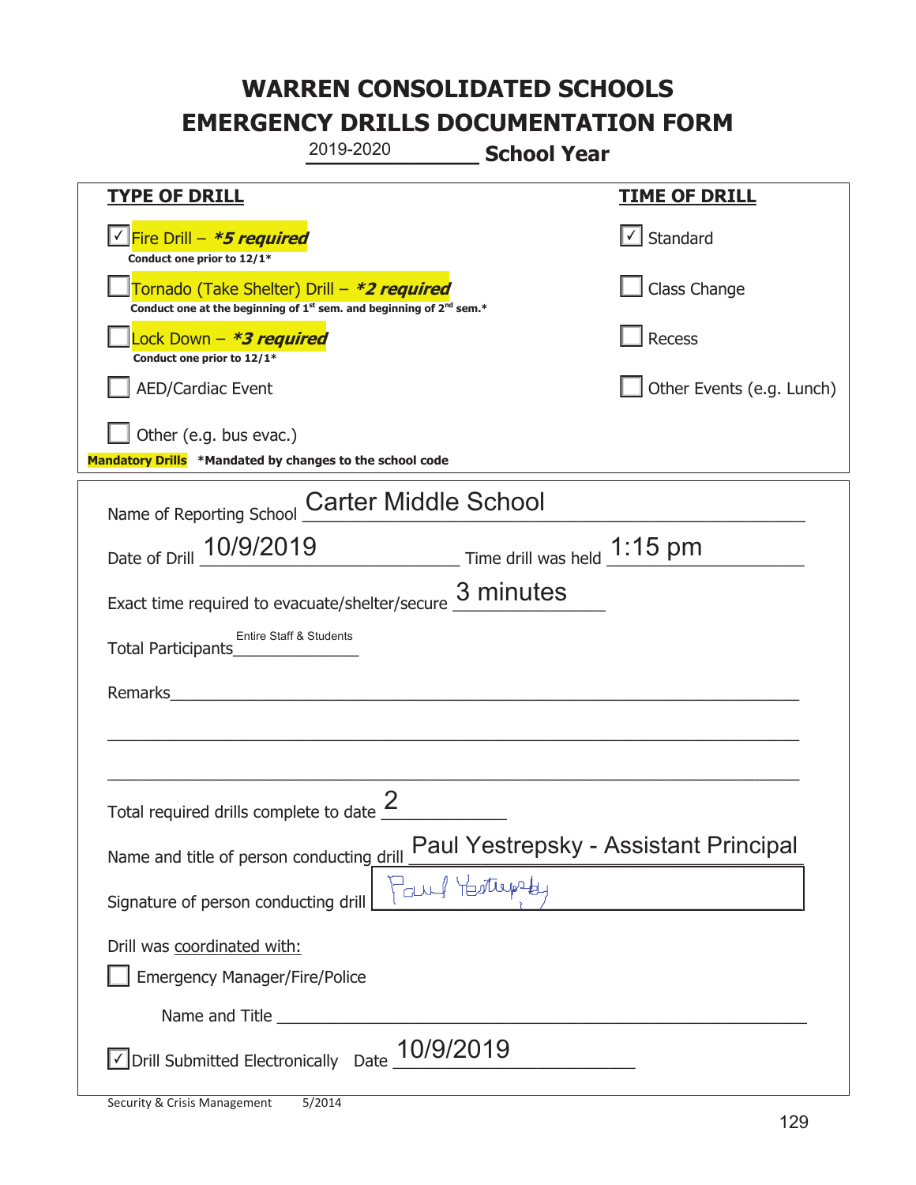# WARREN CONSOLIDATED SCHOOLS
# EMERGENCY DRILLS DOCUMENTATION FORM

2019-2020 **School Year**

| **TYPE OF DRILL** | **TIME OF DRILL** |
|---|---|
| ☑ Fire Drill – ***5 required*** <br> **Conduct one prior to 12/1*** | ☑ Standard |
| ☐ Tornado (Take Shelter) Drill – ***2 required*** <br> **Conduct one at the beginning of 1st sem. and beginning of 2nd sem.*** | ☐ Class Change |
| ☐ Lock Down – ***3 required*** <br> **Conduct one prior to 12/1*** | ☐ Recess |
| ☐ AED/Cardiac Event | ☐ Other Events (e.g. Lunch) |
| ☐ Other (e.g. bus evac.) | |

**Mandatory Drills** **\*Mandated by changes to the school code**

Name of Reporting School: Carter Middle School

Date of Drill: 10/9/2019 Time drill was held: 1:15 pm

Exact time required to evacuate/shelter/secure: 3 minutes

Total Participants: Entire Staff & Students

Remarks: ______________________________

Total required drills complete to date: 2

Name and title of person conducting drill: Paul Yestrepsky - Assistant Principal

Signature of person conducting drill: Paul Yestrepsky

Drill was coordinated with:

☐ Emergency Manager/Fire/Police

Name and Title ______________________________

☑ Drill Submitted Electronically Date: 10/9/2019

Security & Crisis Management 5/2014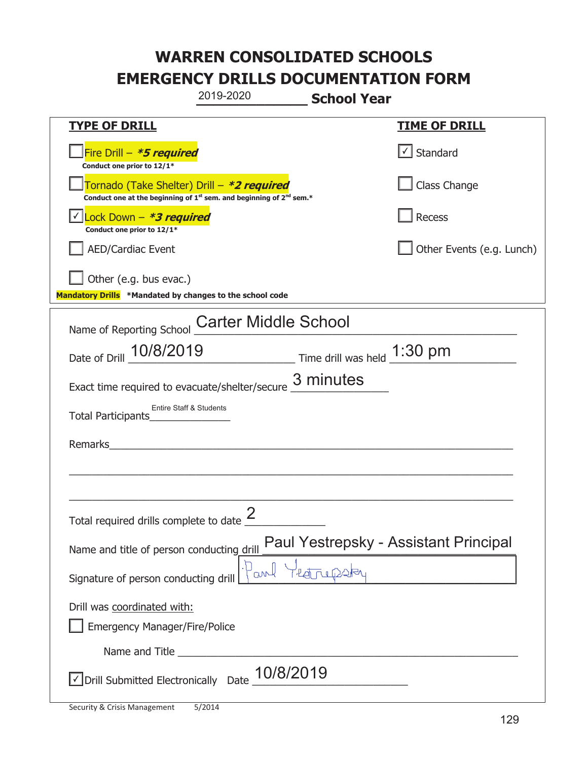# WARREN CONSOLIDATED SCHOOLS
# EMERGENCY DRILLS DOCUMENTATION FORM

2019-2020 **School Year**

| **TYPE OF DRILL** | **TIME OF DRILL** |
|---|---|
| ☐ Fire Drill – ***5 required*** <br> **Conduct one prior to 12/1*** | ☑ Standard |
| ☐ Tornado (Take Shelter) Drill – ***2 required*** <br> **Conduct one at the beginning of 1st sem. and beginning of 2nd sem.*** | ☐ Class Change |
| ☑ Lock Down – ***3 required*** <br> **Conduct one prior to 12/1*** | ☐ Recess |
| ☐ AED/Cardiac Event | ☐ Other Events (e.g. Lunch) |
| ☐ Other (e.g. bus evac.) | |

**Mandatory Drills** ***Mandated by changes to the school code**

Name of Reporting School: Carter Middle School

Date of Drill: 10/8/2019 Time drill was held: 1:30 pm

Exact time required to evacuate/shelter/secure: 3 minutes

Total Participants: Entire Staff & Students

Remarks: ______________________________

Total required drills complete to date: 2

Name and title of person conducting drill: Paul Yestrepsky - Assistant Principal

Signature of person conducting drill: Paul Yestrepsky

Drill was coordinated with:

☐ Emergency Manager/Fire/Police

Name and Title ______________________________

☑ Drill Submitted Electronically Date: 10/8/2019

Security & Crisis Management 5/2014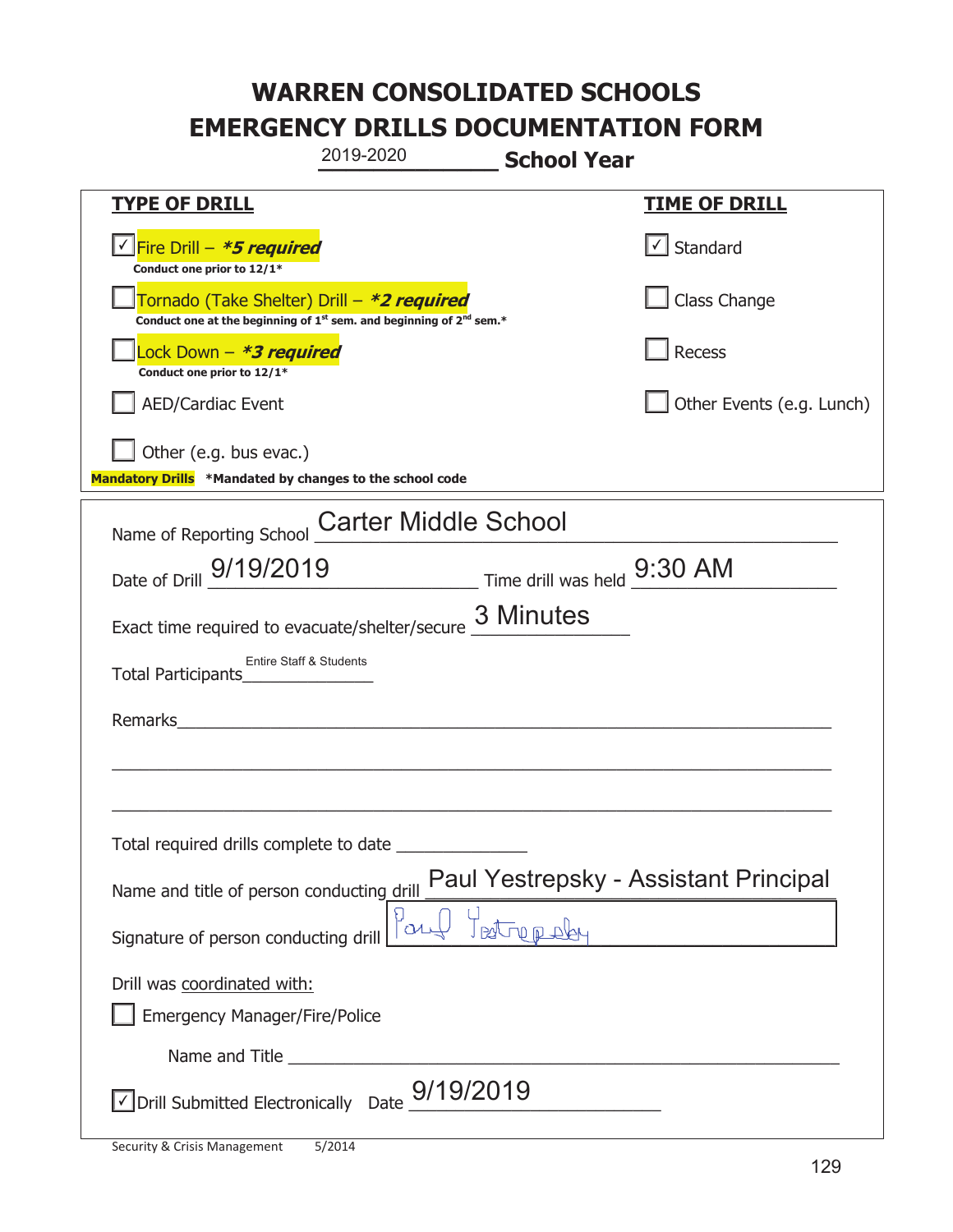# WARREN CONSOLIDATED SCHOOLS
# EMERGENCY DRILLS DOCUMENTATION FORM

2019-2020 **School Year**

| **TYPE OF DRILL** | **TIME OF DRILL** |
|---|---|
| ☑ Fire Drill – ***5 required*** <br> **Conduct one prior to 12/1*** | ☑ Standard |
| ☐ Tornado (Take Shelter) Drill – ***2 required*** <br> **Conduct one at the beginning of 1st sem. and beginning of 2nd sem.*** | ☐ Class Change |
| ☐ Lock Down – ***3 required*** <br> **Conduct one prior to 12/1*** | ☐ Recess |
| ☐ AED/Cardiac Event | ☐ Other Events (e.g. Lunch) |
| ☐ Other (e.g. bus evac.) | |

**Mandatory Drills** **\*Mandated by changes to the school code**

Name of Reporting School: Carter Middle School

Date of Drill: 9/19/2019 Time drill was held: 9:30 AM

Exact time required to evacuate/shelter/secure: 3 Minutes

Total Participants: Entire Staff & Students

Remarks: ______________________________

Total required drills complete to date: ______________

Name and title of person conducting drill: Paul Yestrepsky - Assistant Principal

Signature of person conducting drill: Paul Yestrepsky

Drill was coordinated with:

☐ Emergency Manager/Fire/Police

Name and Title ______________________________

☑ Drill Submitted Electronically Date: 9/19/2019

Security & Crisis Management 5/2014